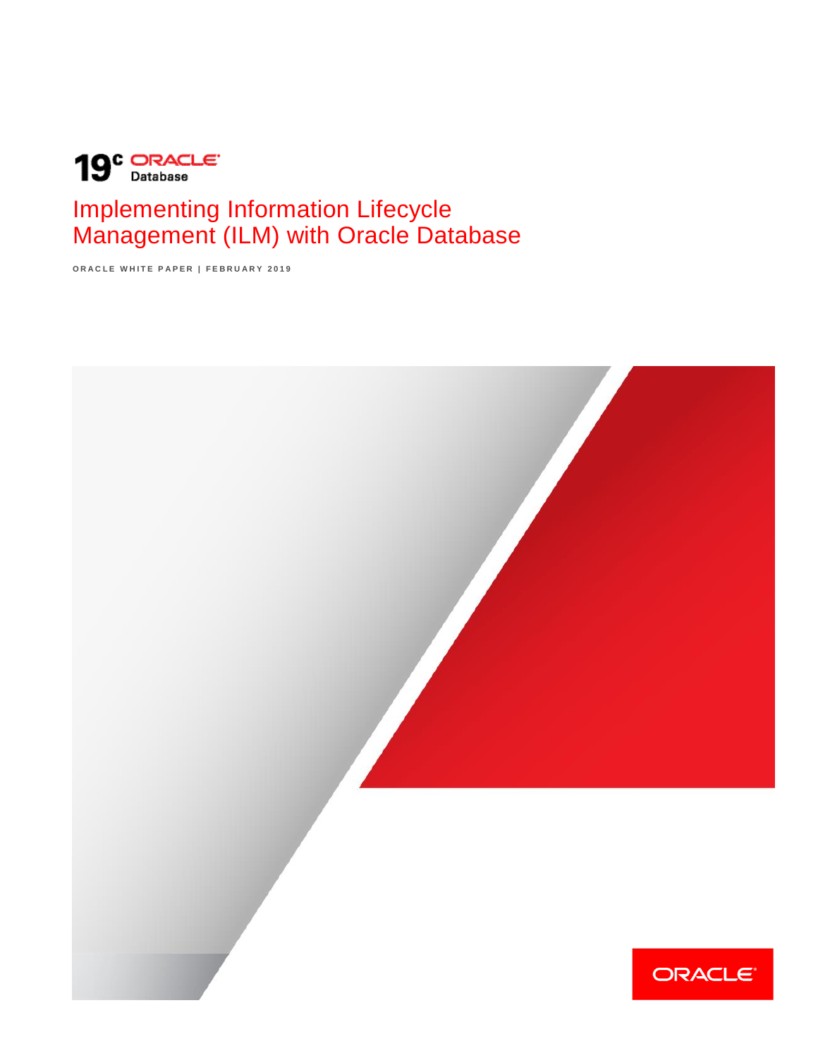19c ORACLE Database

# Implementing Information Lifecycle Management (ILM) with Oracle Database

ORACLE WHITE PAPER | FEBRUARY 2019

ORACLE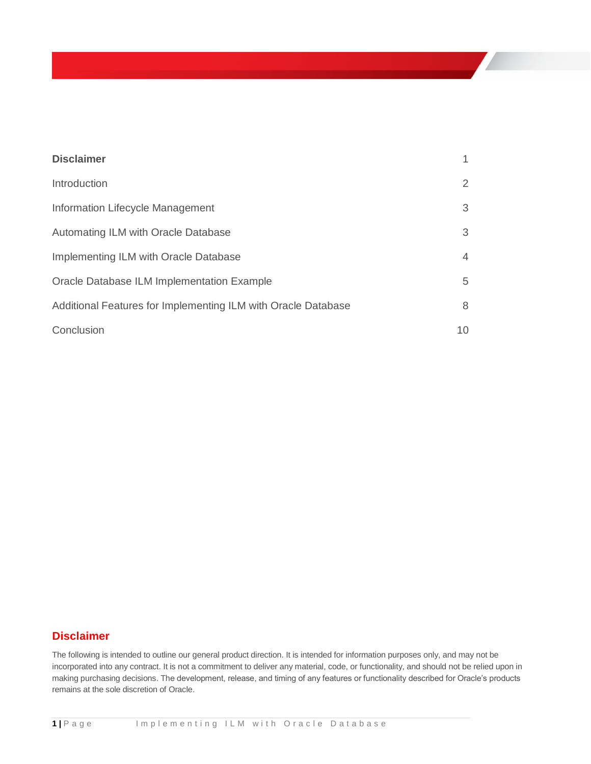| | |
|---|---|
| **Disclaimer** | 1 |
| Introduction | 2 |
| Information Lifecycle Management | 3 |
| Automating ILM with Oracle Database | 3 |
| Implementing ILM with Oracle Database | 4 |
| Oracle Database ILM Implementation Example | 5 |
| Additional Features for Implementing ILM with Oracle Database | 8 |
| Conclusion | 10 |

## Disclaimer

The following is intended to outline our general product direction. It is intended for information purposes only, and may not be incorporated into any contract. It is not a commitment to deliver any material, code, or functionality, and should not be relied upon in making purchasing decisions. The development, release, and timing of any features or functionality described for Oracle's products remains at the sole discretion of Oracle.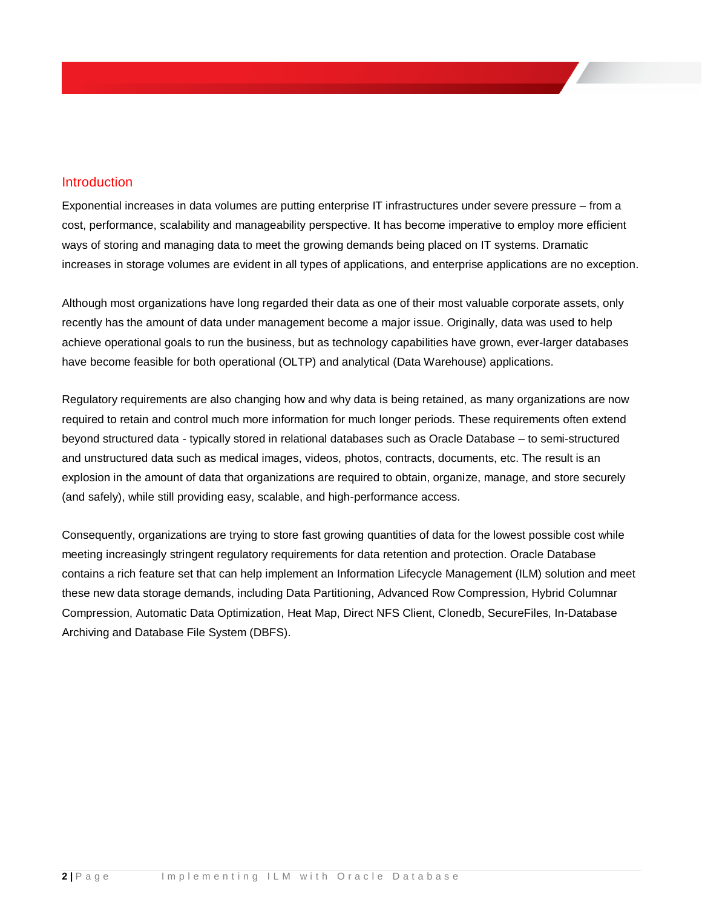## Introduction

Exponential increases in data volumes are putting enterprise IT infrastructures under severe pressure – from a cost, performance, scalability and manageability perspective. It has become imperative to employ more efficient ways of storing and managing data to meet the growing demands being placed on IT systems. Dramatic increases in storage volumes are evident in all types of applications, and enterprise applications are no exception.

Although most organizations have long regarded their data as one of their most valuable corporate assets, only recently has the amount of data under management become a major issue. Originally, data was used to help achieve operational goals to run the business, but as technology capabilities have grown, ever-larger databases have become feasible for both operational (OLTP) and analytical (Data Warehouse) applications.

Regulatory requirements are also changing how and why data is being retained, as many organizations are now required to retain and control much more information for much longer periods. These requirements often extend beyond structured data - typically stored in relational databases such as Oracle Database – to semi-structured and unstructured data such as medical images, videos, photos, contracts, documents, etc. The result is an explosion in the amount of data that organizations are required to obtain, organize, manage, and store securely (and safely), while still providing easy, scalable, and high-performance access.

Consequently, organizations are trying to store fast growing quantities of data for the lowest possible cost while meeting increasingly stringent regulatory requirements for data retention and protection. Oracle Database contains a rich feature set that can help implement an Information Lifecycle Management (ILM) solution and meet these new data storage demands, including Data Partitioning, Advanced Row Compression, Hybrid Columnar Compression, Automatic Data Optimization, Heat Map, Direct NFS Client, Clonedb, SecureFiles, In-Database Archiving and Database File System (DBFS).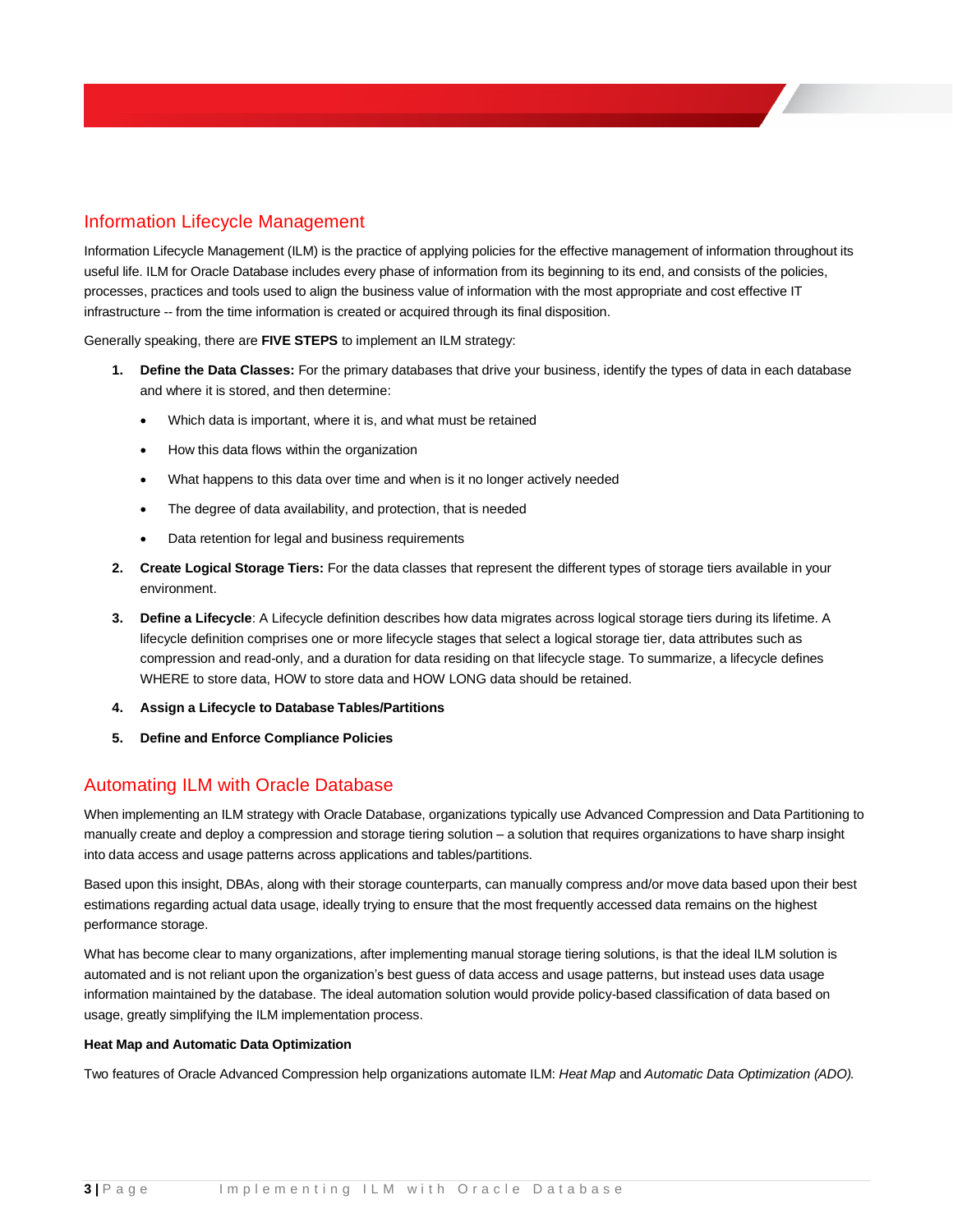## Information Lifecycle Management

Information Lifecycle Management (ILM) is the practice of applying policies for the effective management of information throughout its useful life. ILM for Oracle Database includes every phase of information from its beginning to its end, and consists of the policies, processes, practices and tools used to align the business value of information with the most appropriate and cost effective IT infrastructure -- from the time information is created or acquired through its final disposition.

Generally speaking, there are **FIVE STEPS** to implement an ILM strategy:

1. **Define the Data Classes:** For the primary databases that drive your business, identify the types of data in each database and where it is stored, and then determine:
   - Which data is important, where it is, and what must be retained
   - How this data flows within the organization
   - What happens to this data over time and when is it no longer actively needed
   - The degree of data availability, and protection, that is needed
   - Data retention for legal and business requirements
2. **Create Logical Storage Tiers:** For the data classes that represent the different types of storage tiers available in your environment.
3. **Define a Lifecycle**: A Lifecycle definition describes how data migrates across logical storage tiers during its lifetime. A lifecycle definition comprises one or more lifecycle stages that select a logical storage tier, data attributes such as compression and read-only, and a duration for data residing on that lifecycle stage. To summarize, a lifecycle defines WHERE to store data, HOW to store data and HOW LONG data should be retained.
4. **Assign a Lifecycle to Database Tables/Partitions**
5. **Define and Enforce Compliance Policies**

## Automating ILM with Oracle Database

When implementing an ILM strategy with Oracle Database, organizations typically use Advanced Compression and Data Partitioning to manually create and deploy a compression and storage tiering solution – a solution that requires organizations to have sharp insight into data access and usage patterns across applications and tables/partitions.

Based upon this insight, DBAs, along with their storage counterparts, can manually compress and/or move data based upon their best estimations regarding actual data usage, ideally trying to ensure that the most frequently accessed data remains on the highest performance storage.

What has become clear to many organizations, after implementing manual storage tiering solutions, is that the ideal ILM solution is automated and is not reliant upon the organization's best guess of data access and usage patterns, but instead uses data usage information maintained by the database. The ideal automation solution would provide policy-based classification of data based on usage, greatly simplifying the ILM implementation process.

**Heat Map and Automatic Data Optimization**

Two features of Oracle Advanced Compression help organizations automate ILM: *Heat Map* and *Automatic Data Optimization (ADO).*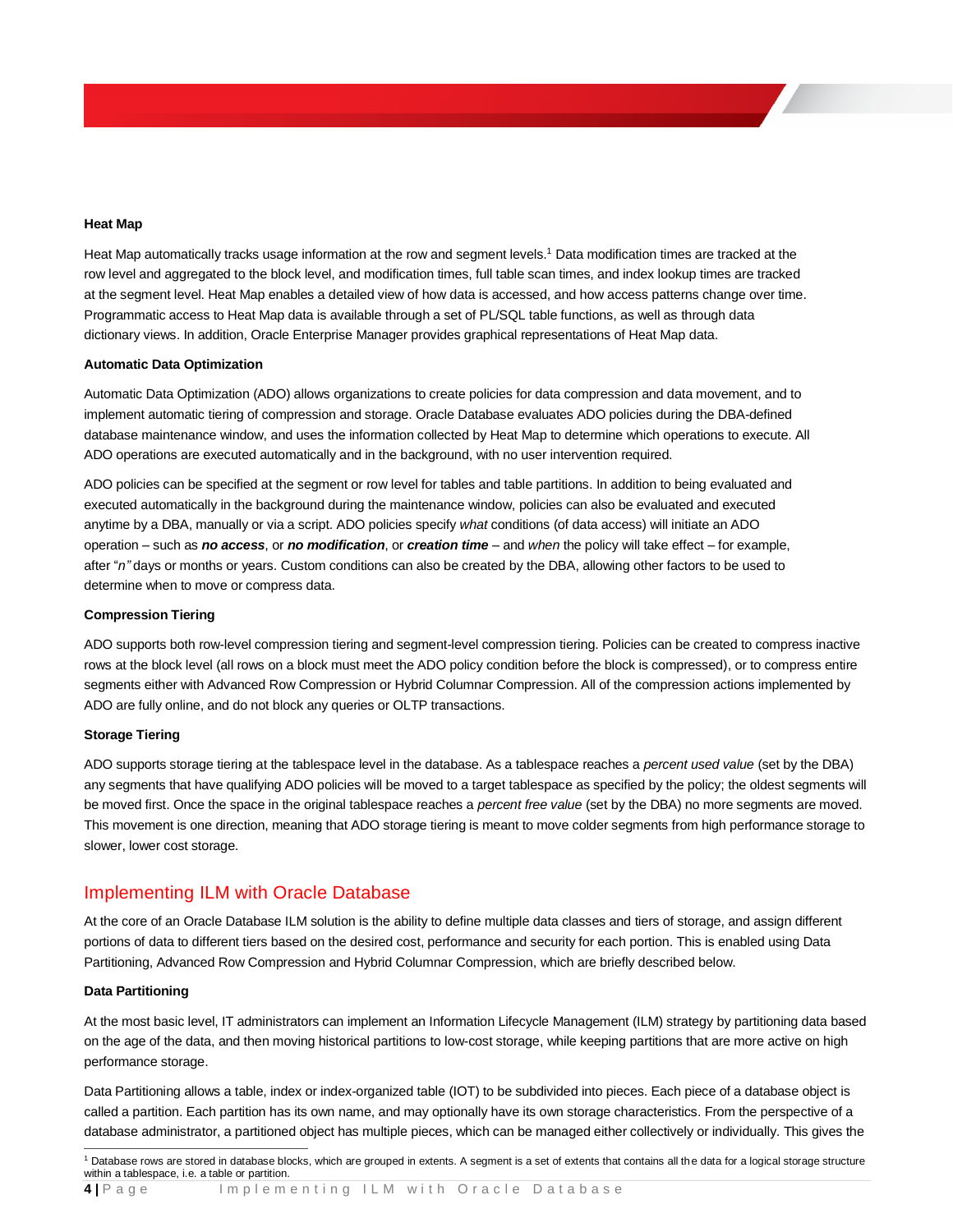### Heat Map

Heat Map automatically tracks usage information at the row and segment levels.[1] Data modification times are tracked at the row level and aggregated to the block level, and modification times, full table scan times, and index lookup times are tracked at the segment level. Heat Map enables a detailed view of how data is accessed, and how access patterns change over time. Programmatic access to Heat Map data is available through a set of PL/SQL table functions, as well as through data dictionary views. In addition, Oracle Enterprise Manager provides graphical representations of Heat Map data.

### Automatic Data Optimization

Automatic Data Optimization (ADO) allows organizations to create policies for data compression and data movement, and to implement automatic tiering of compression and storage. Oracle Database evaluates ADO policies during the DBA-defined database maintenance window, and uses the information collected by Heat Map to determine which operations to execute. All ADO operations are executed automatically and in the background, with no user intervention required.

ADO policies can be specified at the segment or row level for tables and table partitions. In addition to being evaluated and executed automatically in the background during the maintenance window, policies can also be evaluated and executed anytime by a DBA, manually or via a script. ADO policies specify *what* conditions (of data access) will initiate an ADO operation – such as ***no access***, or ***no modification***, or ***creation time*** – and *when* the policy will take effect – for example, after "*n"* days or months or years. Custom conditions can also be created by the DBA, allowing other factors to be used to determine when to move or compress data.

### Compression Tiering

ADO supports both row-level compression tiering and segment-level compression tiering. Policies can be created to compress inactive rows at the block level (all rows on a block must meet the ADO policy condition before the block is compressed), or to compress entire segments either with Advanced Row Compression or Hybrid Columnar Compression. All of the compression actions implemented by ADO are fully online, and do not block any queries or OLTP transactions.

### Storage Tiering

ADO supports storage tiering at the tablespace level in the database. As a tablespace reaches a *percent used value* (set by the DBA) any segments that have qualifying ADO policies will be moved to a target tablespace as specified by the policy; the oldest segments will be moved first. Once the space in the original tablespace reaches a *percent free value* (set by the DBA) no more segments are moved. This movement is one direction, meaning that ADO storage tiering is meant to move colder segments from high performance storage to slower, lower cost storage.

## Implementing ILM with Oracle Database

At the core of an Oracle Database ILM solution is the ability to define multiple data classes and tiers of storage, and assign different portions of data to different tiers based on the desired cost, performance and security for each portion. This is enabled using Data Partitioning, Advanced Row Compression and Hybrid Columnar Compression, which are briefly described below.

### Data Partitioning

At the most basic level, IT administrators can implement an Information Lifecycle Management (ILM) strategy by partitioning data based on the age of the data, and then moving historical partitions to low-cost storage, while keeping partitions that are more active on high performance storage.

Data Partitioning allows a table, index or index-organized table (IOT) to be subdivided into pieces. Each piece of a database object is called a partition. Each partition has its own name, and may optionally have its own storage characteristics. From the perspective of a database administrator, a partitioned object has multiple pieces, which can be managed either collectively or individually. This gives the

---

[1] Database rows are stored in database blocks, which are grouped in extents. A segment is a set of extents that contains all the data for a logical storage structure within a tablespace, i.e. a table or partition.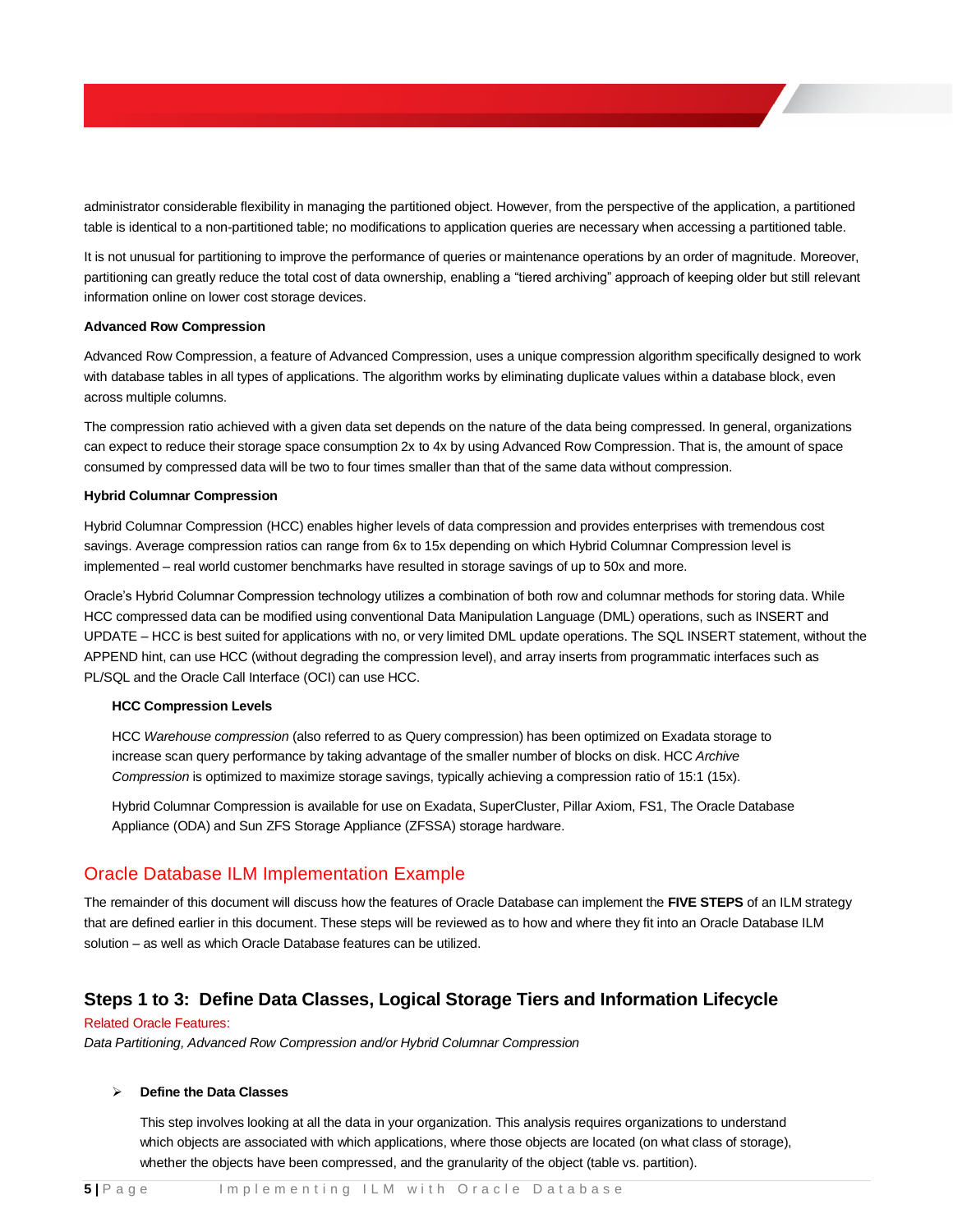administrator considerable flexibility in managing the partitioned object. However, from the perspective of the application, a partitioned table is identical to a non-partitioned table; no modifications to application queries are necessary when accessing a partitioned table.

It is not unusual for partitioning to improve the performance of queries or maintenance operations by an order of magnitude. Moreover, partitioning can greatly reduce the total cost of data ownership, enabling a “tiered archiving” approach of keeping older but still relevant information online on lower cost storage devices.

**Advanced Row Compression**

Advanced Row Compression, a feature of Advanced Compression, uses a unique compression algorithm specifically designed to work with database tables in all types of applications. The algorithm works by eliminating duplicate values within a database block, even across multiple columns.

The compression ratio achieved with a given data set depends on the nature of the data being compressed. In general, organizations can expect to reduce their storage space consumption 2x to 4x by using Advanced Row Compression. That is, the amount of space consumed by compressed data will be two to four times smaller than that of the same data without compression.

**Hybrid Columnar Compression**

Hybrid Columnar Compression (HCC) enables higher levels of data compression and provides enterprises with tremendous cost savings. Average compression ratios can range from 6x to 15x depending on which Hybrid Columnar Compression level is implemented – real world customer benchmarks have resulted in storage savings of up to 50x and more.

Oracle’s Hybrid Columnar Compression technology utilizes a combination of both row and columnar methods for storing data. While HCC compressed data can be modified using conventional Data Manipulation Language (DML) operations, such as INSERT and UPDATE – HCC is best suited for applications with no, or very limited DML update operations. The SQL INSERT statement, without the APPEND hint, can use HCC (without degrading the compression level), and array inserts from programmatic interfaces such as PL/SQL and the Oracle Call Interface (OCI) can use HCC.

**HCC Compression Levels**

HCC *Warehouse compression* (also referred to as Query compression) has been optimized on Exadata storage to increase scan query performance by taking advantage of the smaller number of blocks on disk. HCC *Archive Compression* is optimized to maximize storage savings, typically achieving a compression ratio of 15:1 (15x).

Hybrid Columnar Compression is available for use on Exadata, SuperCluster, Pillar Axiom, FS1, The Oracle Database Appliance (ODA) and Sun ZFS Storage Appliance (ZFSSA) storage hardware.

## Oracle Database ILM Implementation Example

The remainder of this document will discuss how the features of Oracle Database can implement the **FIVE STEPS** of an ILM strategy that are defined earlier in this document. These steps will be reviewed as to how and where they fit into an Oracle Database ILM solution – as well as which Oracle Database features can be utilized.

## Steps 1 to 3: Define Data Classes, Logical Storage Tiers and Information Lifecycle

Related Oracle Features:

*Data Partitioning, Advanced Row Compression and/or Hybrid Columnar Compression*

- **Define the Data Classes**

  This step involves looking at all the data in your organization. This analysis requires organizations to understand which objects are associated with which applications, where those objects are located (on what class of storage), whether the objects have been compressed, and the granularity of the object (table vs. partition).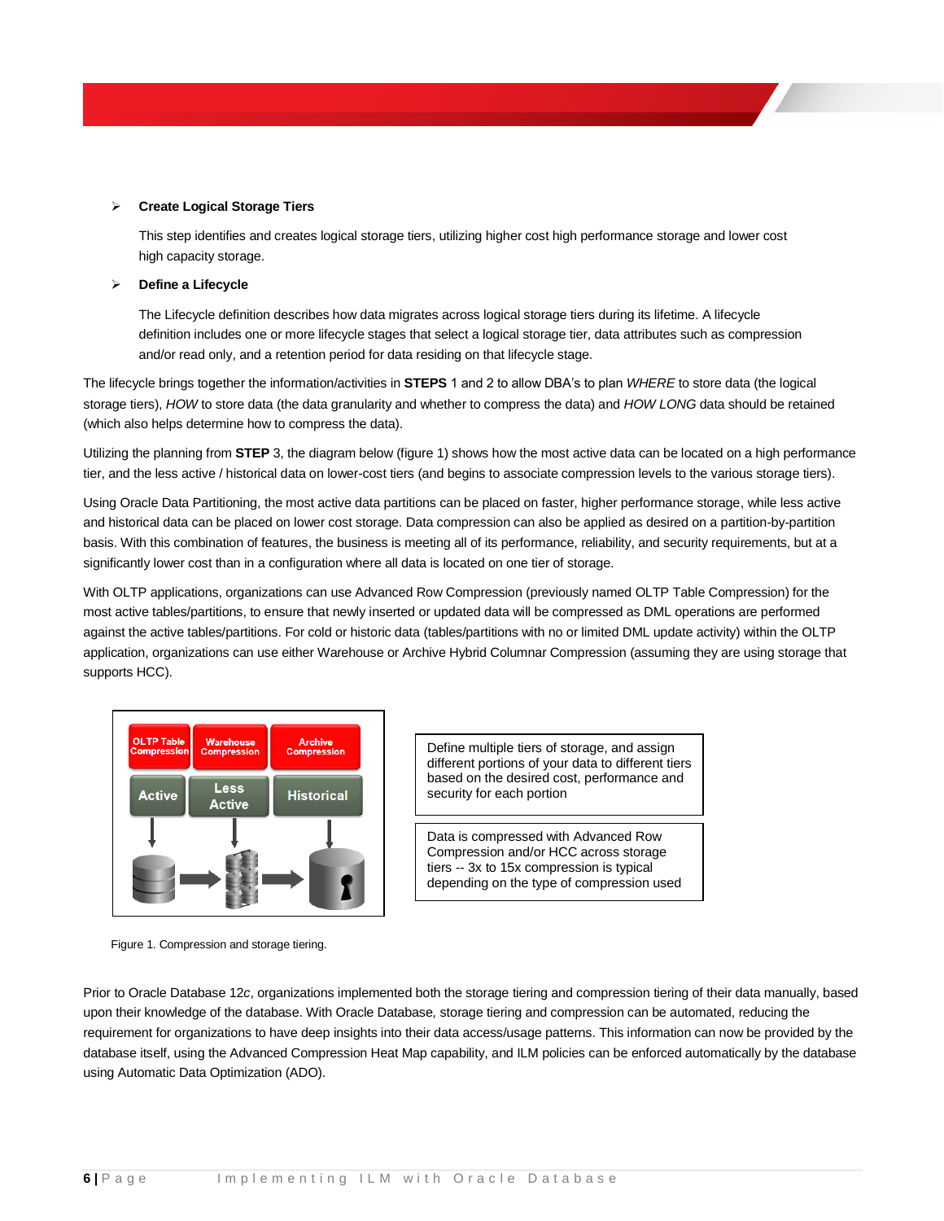- **Create Logical Storage Tiers**

  This step identifies and creates logical storage tiers, utilizing higher cost high performance storage and lower cost high capacity storage.

- **Define a Lifecycle**

  The Lifecycle definition describes how data migrates across logical storage tiers during its lifetime. A lifecycle definition includes one or more lifecycle stages that select a logical storage tier, data attributes such as compression and/or read only, and a retention period for data residing on that lifecycle stage.

The lifecycle brings together the information/activities in **STEPS** 1 and 2 to allow DBA's to plan *WHERE* to store data (the logical storage tiers), *HOW* to store data (the data granularity and whether to compress the data) and *HOW LONG* data should be retained (which also helps determine how to compress the data).

Utilizing the planning from **STEP** 3, the diagram below (figure 1) shows how the most active data can be located on a high performance tier, and the less active / historical data on lower-cost tiers (and begins to associate compression levels to the various storage tiers).

Using Oracle Data Partitioning, the most active data partitions can be placed on faster, higher performance storage, while less active and historical data can be placed on lower cost storage. Data compression can also be applied as desired on a partition-by-partition basis. With this combination of features, the business is meeting all of its performance, reliability, and security requirements, but at a significantly lower cost than in a configuration where all data is located on one tier of storage.

With OLTP applications, organizations can use Advanced Row Compression (previously named OLTP Table Compression) for the most active tables/partitions, to ensure that newly inserted or updated data will be compressed as DML operations are performed against the active tables/partitions. For cold or historic data (tables/partitions with no or limited DML update activity) within the OLTP application, organizations can use either Warehouse or Archive Hybrid Columnar Compression (assuming they are using storage that supports HCC).

OLTP Table Compression | Warehouse Compression | Archive Compression

Active | Less Active | Historical

Define multiple tiers of storage, and assign different portions of your data to different tiers based on the desired cost, performance and security for each portion

Data is compressed with Advanced Row Compression and/or HCC across storage tiers -- 3x to 15x compression is typical depending on the type of compression used

Figure 1. Compression and storage tiering.

Prior to Oracle Database 12*c*, organizations implemented both the storage tiering and compression tiering of their data manually, based upon their knowledge of the database. With Oracle Database, storage tiering and compression can be automated, reducing the requirement for organizations to have deep insights into their data access/usage patterns. This information can now be provided by the database itself, using the Advanced Compression Heat Map capability, and ILM policies can be enforced automatically by the database using Automatic Data Optimization (ADO).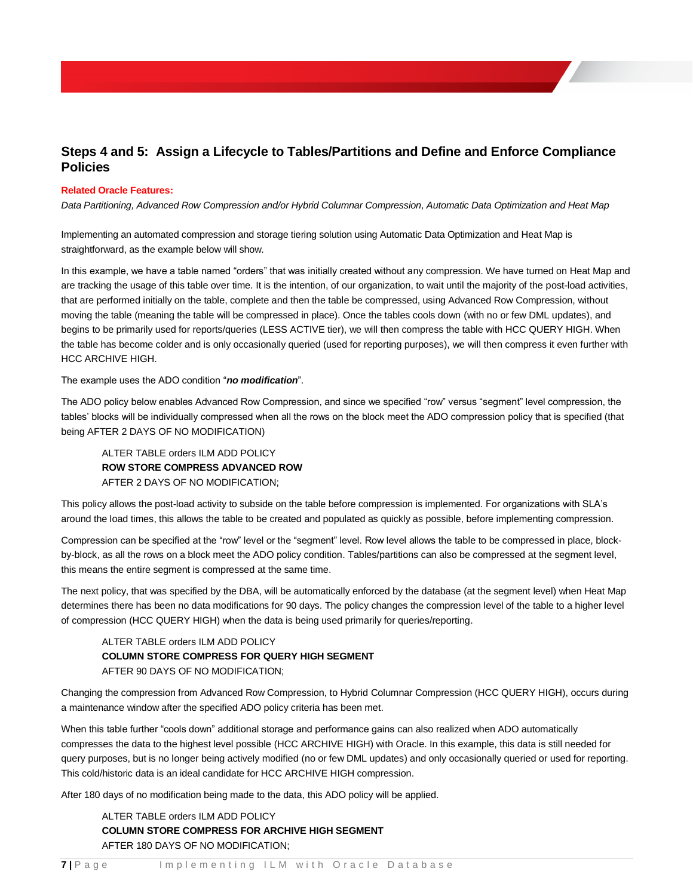## Steps 4 and 5: Assign a Lifecycle to Tables/Partitions and Define and Enforce Compliance Policies

**Related Oracle Features:**

*Data Partitioning, Advanced Row Compression and/or Hybrid Columnar Compression, Automatic Data Optimization and Heat Map*

Implementing an automated compression and storage tiering solution using Automatic Data Optimization and Heat Map is straightforward, as the example below will show.

In this example, we have a table named "orders" that was initially created without any compression. We have turned on Heat Map and are tracking the usage of this table over time. It is the intention, of our organization, to wait until the majority of the post-load activities, that are performed initially on the table, complete and then the table be compressed, using Advanced Row Compression, without moving the table (meaning the table will be compressed in place). Once the tables cools down (with no or few DML updates), and begins to be primarily used for reports/queries (LESS ACTIVE tier), we will then compress the table with HCC QUERY HIGH. When the table has become colder and is only occasionally queried (used for reporting purposes), we will then compress it even further with HCC ARCHIVE HIGH.

The example uses the ADO condition "***no modification***".

The ADO policy below enables Advanced Row Compression, and since we specified "row" versus "segment" level compression, the tables' blocks will be individually compressed when all the rows on the block meet the ADO compression policy that is specified (that being AFTER 2 DAYS OF NO MODIFICATION)

```
ALTER TABLE orders ILM ADD POLICY
ROW STORE COMPRESS ADVANCED ROW
AFTER 2 DAYS OF NO MODIFICATION;
```

This policy allows the post-load activity to subside on the table before compression is implemented. For organizations with SLA's around the load times, this allows the table to be created and populated as quickly as possible, before implementing compression.

Compression can be specified at the "row" level or the "segment" level. Row level allows the table to be compressed in place, block-by-block, as all the rows on a block meet the ADO policy condition. Tables/partitions can also be compressed at the segment level, this means the entire segment is compressed at the same time.

The next policy, that was specified by the DBA, will be automatically enforced by the database (at the segment level) when Heat Map determines there has been no data modifications for 90 days. The policy changes the compression level of the table to a higher level of compression (HCC QUERY HIGH) when the data is being used primarily for queries/reporting.

```
ALTER TABLE orders ILM ADD POLICY
COLUMN STORE COMPRESS FOR QUERY HIGH SEGMENT
AFTER 90 DAYS OF NO MODIFICATION;
```

Changing the compression from Advanced Row Compression, to Hybrid Columnar Compression (HCC QUERY HIGH), occurs during a maintenance window after the specified ADO policy criteria has been met.

When this table further "cools down" additional storage and performance gains can also realized when ADO automatically compresses the data to the highest level possible (HCC ARCHIVE HIGH) with Oracle. In this example, this data is still needed for query purposes, but is no longer being actively modified (no or few DML updates) and only occasionally queried or used for reporting. This cold/historic data is an ideal candidate for HCC ARCHIVE HIGH compression.

After 180 days of no modification being made to the data, this ADO policy will be applied.

```
ALTER TABLE orders ILM ADD POLICY
COLUMN STORE COMPRESS FOR ARCHIVE HIGH SEGMENT
AFTER 180 DAYS OF NO MODIFICATION;
```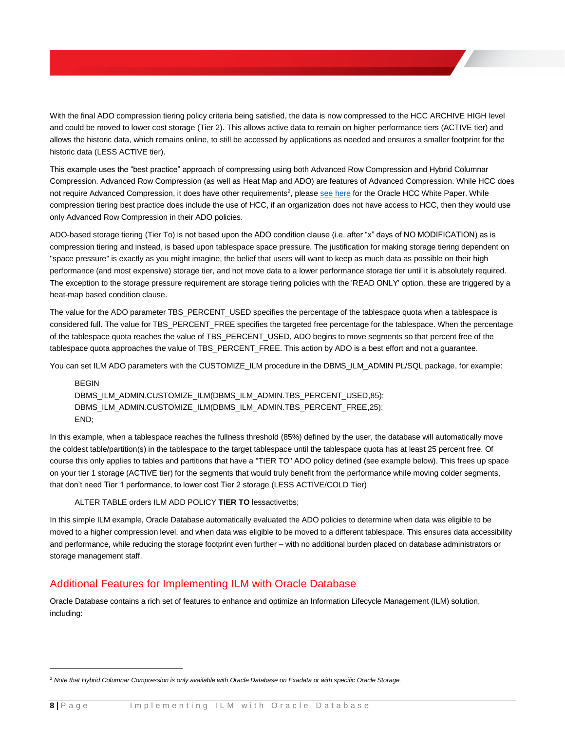With the final ADO compression tiering policy criteria being satisfied, the data is now compressed to the HCC ARCHIVE HIGH level and could be moved to lower cost storage (Tier 2). This allows active data to remain on higher performance tiers (ACTIVE tier) and allows the historic data, which remains online, to still be accessed by applications as needed and ensures a smaller footprint for the historic data (LESS ACTIVE tier).

This example uses the "best practice" approach of compressing using both Advanced Row Compression and Hybrid Columnar Compression. Advanced Row Compression (as well as Heat Map and ADO) are features of Advanced Compression. While HCC does not require Advanced Compression, it does have other requirements[2], please see here for the Oracle HCC White Paper. While compression tiering best practice does include the use of HCC, if an organization does not have access to HCC, then they would use only Advanced Row Compression in their ADO policies.

ADO-based storage tiering (Tier To) is not based upon the ADO condition clause (i.e. after "x" days of NO MODIFICATION) as is compression tiering and instead, is based upon tablespace space pressure. The justification for making storage tiering dependent on "space pressure" is exactly as you might imagine, the belief that users will want to keep as much data as possible on their high performance (and most expensive) storage tier, and not move data to a lower performance storage tier until it is absolutely required. The exception to the storage pressure requirement are storage tiering policies with the 'READ ONLY' option, these are triggered by a heat-map based condition clause.

The value for the ADO parameter TBS_PERCENT_USED specifies the percentage of the tablespace quota when a tablespace is considered full. The value for TBS_PERCENT_FREE specifies the targeted free percentage for the tablespace. When the percentage of the tablespace quota reaches the value of TBS_PERCENT_USED, ADO begins to move segments so that percent free of the tablespace quota approaches the value of TBS_PERCENT_FREE. This action by ADO is a best effort and not a guarantee.

You can set ILM ADO parameters with the CUSTOMIZE_ILM procedure in the DBMS_ILM_ADMIN PL/SQL package, for example:

```
BEGIN
DBMS_ILM_ADMIN.CUSTOMIZE_ILM(DBMS_ILM_ADMIN.TBS_PERCENT_USED,85):
DBMS_ILM_ADMIN.CUSTOMIZE_ILM(DBMS_ILM_ADMIN.TBS_PERCENT_FREE,25):
END;
```

In this example, when a tablespace reaches the fullness threshold (85%) defined by the user, the database will automatically move the coldest table/partition(s) in the tablespace to the target tablespace until the tablespace quota has at least 25 percent free. Of course this only applies to tables and partitions that have a "TIER TO" ADO policy defined (see example below). This frees up space on your tier 1 storage (ACTIVE tier) for the segments that would truly benefit from the performance while moving colder segments, that don't need Tier 1 performance, to lower cost Tier 2 storage (LESS ACTIVE/COLD Tier)

ALTER TABLE orders ILM ADD POLICY **TIER TO** lessactivetbs;

In this simple ILM example, Oracle Database automatically evaluated the ADO policies to determine when data was eligible to be moved to a higher compression level, and when data was eligible to be moved to a different tablespace. This ensures data accessibility and performance, while reducing the storage footprint even further – with no additional burden placed on database administrators or storage management staff.

## Additional Features for Implementing ILM with Oracle Database

Oracle Database contains a rich set of features to enhance and optimize an Information Lifecycle Management (ILM) solution, including:

---

[2] *Note that Hybrid Columnar Compression is only available with Oracle Database on Exadata or with specific Oracle Storage.*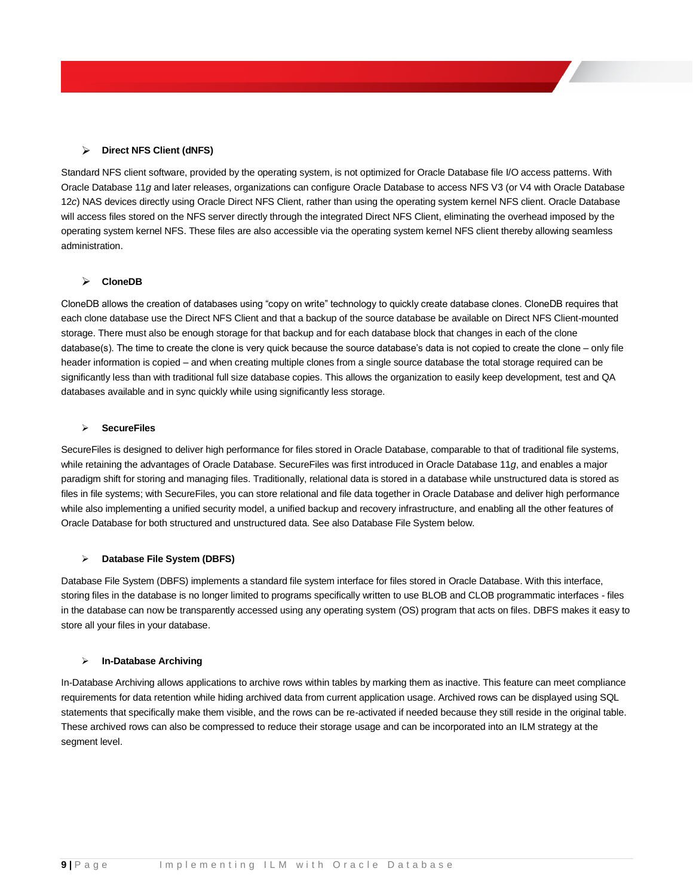- **Direct NFS Client (dNFS)**

Standard NFS client software, provided by the operating system, is not optimized for Oracle Database file I/O access patterns. With Oracle Database 11*g* and later releases, organizations can configure Oracle Database to access NFS V3 (or V4 with Oracle Database 12*c*) NAS devices directly using Oracle Direct NFS Client, rather than using the operating system kernel NFS client. Oracle Database will access files stored on the NFS server directly through the integrated Direct NFS Client, eliminating the overhead imposed by the operating system kernel NFS. These files are also accessible via the operating system kernel NFS client thereby allowing seamless administration.

- **CloneDB**

CloneDB allows the creation of databases using "copy on write" technology to quickly create database clones. CloneDB requires that each clone database use the Direct NFS Client and that a backup of the source database be available on Direct NFS Client-mounted storage. There must also be enough storage for that backup and for each database block that changes in each of the clone database(s). The time to create the clone is very quick because the source database's data is not copied to create the clone – only file header information is copied – and when creating multiple clones from a single source database the total storage required can be significantly less than with traditional full size database copies. This allows the organization to easily keep development, test and QA databases available and in sync quickly while using significantly less storage.

- **SecureFiles**

SecureFiles is designed to deliver high performance for files stored in Oracle Database, comparable to that of traditional file systems, while retaining the advantages of Oracle Database. SecureFiles was first introduced in Oracle Database 11*g*, and enables a major paradigm shift for storing and managing files. Traditionally, relational data is stored in a database while unstructured data is stored as files in file systems; with SecureFiles, you can store relational and file data together in Oracle Database and deliver high performance while also implementing a unified security model, a unified backup and recovery infrastructure, and enabling all the other features of Oracle Database for both structured and unstructured data. See also Database File System below.

- **Database File System (DBFS)**

Database File System (DBFS) implements a standard file system interface for files stored in Oracle Database. With this interface, storing files in the database is no longer limited to programs specifically written to use BLOB and CLOB programmatic interfaces - files in the database can now be transparently accessed using any operating system (OS) program that acts on files. DBFS makes it easy to store all your files in your database.

- **In-Database Archiving**

In-Database Archiving allows applications to archive rows within tables by marking them as inactive. This feature can meet compliance requirements for data retention while hiding archived data from current application usage. Archived rows can be displayed using SQL statements that specifically make them visible, and the rows can be re-activated if needed because they still reside in the original table. These archived rows can also be compressed to reduce their storage usage and can be incorporated into an ILM strategy at the segment level.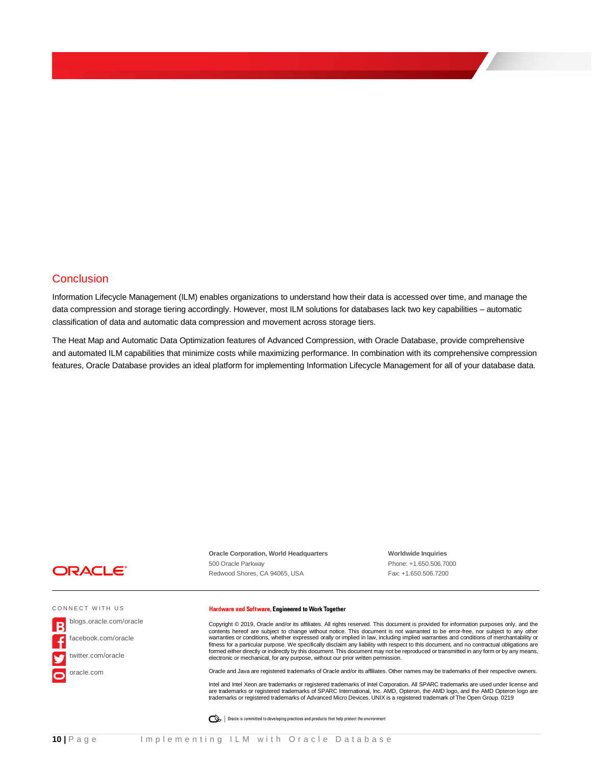## Conclusion

Information Lifecycle Management (ILM) enables organizations to understand how their data is accessed over time, and manage the data compression and storage tiering accordingly. However, most ILM solutions for databases lack two key capabilities – automatic classification of data and automatic data compression and movement across storage tiers.

The Heat Map and Automatic Data Optimization features of Advanced Compression, with Oracle Database, provide comprehensive and automated ILM capabilities that minimize costs while maximizing performance. In combination with its comprehensive compression features, Oracle Database provides an ideal platform for implementing Information Lifecycle Management for all of your database data.

ORACLE

**Oracle Corporation, World Headquarters**
500 Oracle Parkway
Redwood Shores, CA 94065, USA

**Worldwide Inquiries**
Phone: +1.650.506.7000
Fax: +1.650.506.7200

CONNECT WITH US

- blogs.oracle.com/oracle
- facebook.com/oracle
- twitter.com/oracle
- oracle.com

**Hardware and Software, Engineered to Work Together**

Copyright © 2019, Oracle and/or its affiliates. All rights reserved. This document is provided for information purposes only, and the contents hereof are subject to change without notice. This document is not warranted to be error-free, nor subject to any other warranties or conditions, whether expressed orally or implied in law, including implied warranties and conditions of merchantability or fitness for a particular purpose. We specifically disclaim any liability with respect to this document, and no contractual obligations are formed either directly or indirectly by this document. This document may not be reproduced or transmitted in any form or by any means, electronic or mechanical, for any purpose, without our prior written permission.

Oracle and Java are registered trademarks of Oracle and/or its affiliates. Other names may be trademarks of their respective owners.

Intel and Intel Xeon are trademarks or registered trademarks of Intel Corporation. All SPARC trademarks are used under license and are trademarks or registered trademarks of SPARC International, Inc. AMD, Opteron, the AMD logo, and the AMD Opteron logo are trademarks or registered trademarks of Advanced Micro Devices. UNIX is a registered trademark of The Open Group. 0219

Oracle is committed to developing practices and products that help protect the environment